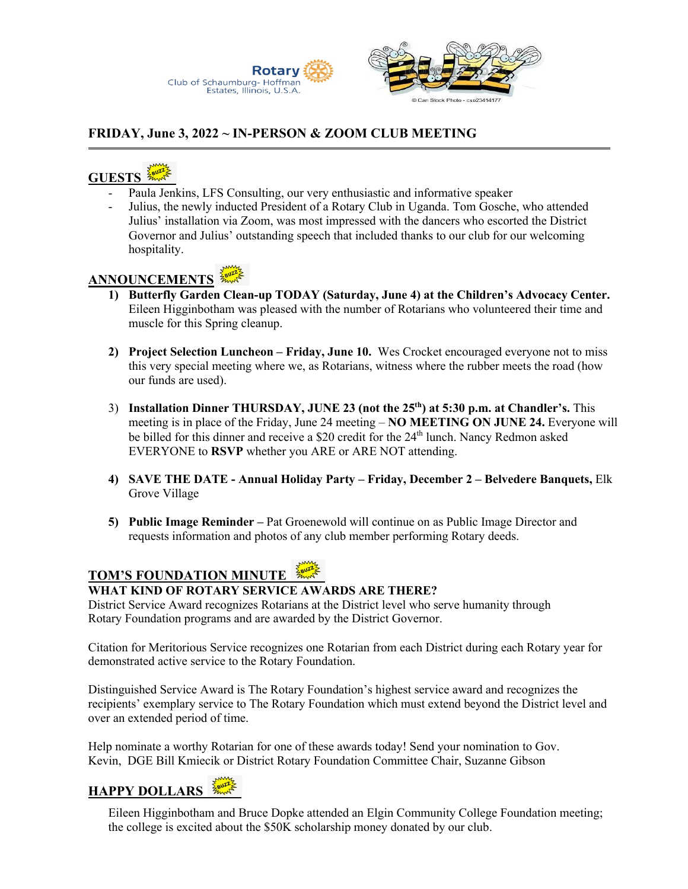Rotary Club of Schaumburg- Hoffman Estates, Illinois, U.S.A.

© Can Stock Photo - csp23414177

## FRIDAY, June 3, 2022 ~ IN-PERSON & ZOOM CLUB MEETING

### GUESTS

- Paula Jenkins, LFS Consulting, our very enthusiastic and informative speaker
- Julius, the newly inducted President of a Rotary Club in Uganda. Tom Gosche, who attended Julius' installation via Zoom, was most impressed with the dancers who escorted the District Governor and Julius' outstanding speech that included thanks to our club for our welcoming hospitality.

### ANNOUNCEMENTS

1) **Butterfly Garden Clean-up TODAY (Saturday, June 4) at the Children's Advocacy Center.** Eileen Higginbotham was pleased with the number of Rotarians who volunteered their time and muscle for this Spring cleanup.

2) **Project Selection Luncheon – Friday, June 10.** Wes Crocket encouraged everyone not to miss this very special meeting where we, as Rotarians, witness where the rubber meets the road (how our funds are used).

3) **Installation Dinner THURSDAY, JUNE 23 (not the 25th) at 5:30 p.m. at Chandler's.** This meeting is in place of the Friday, June 24 meeting – **NO MEETING ON JUNE 24.** Everyone will be billed for this dinner and receive a $20 credit for the 24th lunch. Nancy Redmon asked EVERYONE to **RSVP** whether you ARE or ARE NOT attending.

4) **SAVE THE DATE - Annual Holiday Party – Friday, December 2 – Belvedere Banquets,** Elk Grove Village

5) **Public Image Reminder –** Pat Groenewold will continue on as Public Image Director and requests information and photos of any club member performing Rotary deeds.

### TOM'S FOUNDATION MINUTE

**WHAT KIND OF ROTARY SERVICE AWARDS ARE THERE?**

District Service Award recognizes Rotarians at the District level who serve humanity through Rotary Foundation programs and are awarded by the District Governor.

Citation for Meritorious Service recognizes one Rotarian from each District during each Rotary year for demonstrated active service to the Rotary Foundation.

Distinguished Service Award is The Rotary Foundation's highest service award and recognizes the recipients' exemplary service to The Rotary Foundation which must extend beyond the District level and over an extended period of time.

Help nominate a worthy Rotarian for one of these awards today! Send your nomination to Gov. Kevin, DGE Bill Kmiecik or District Rotary Foundation Committee Chair, Suzanne Gibson

### HAPPY DOLLARS

Eileen Higginbotham and Bruce Dopke attended an Elgin Community College Foundation meeting; the college is excited about the $50K scholarship money donated by our club.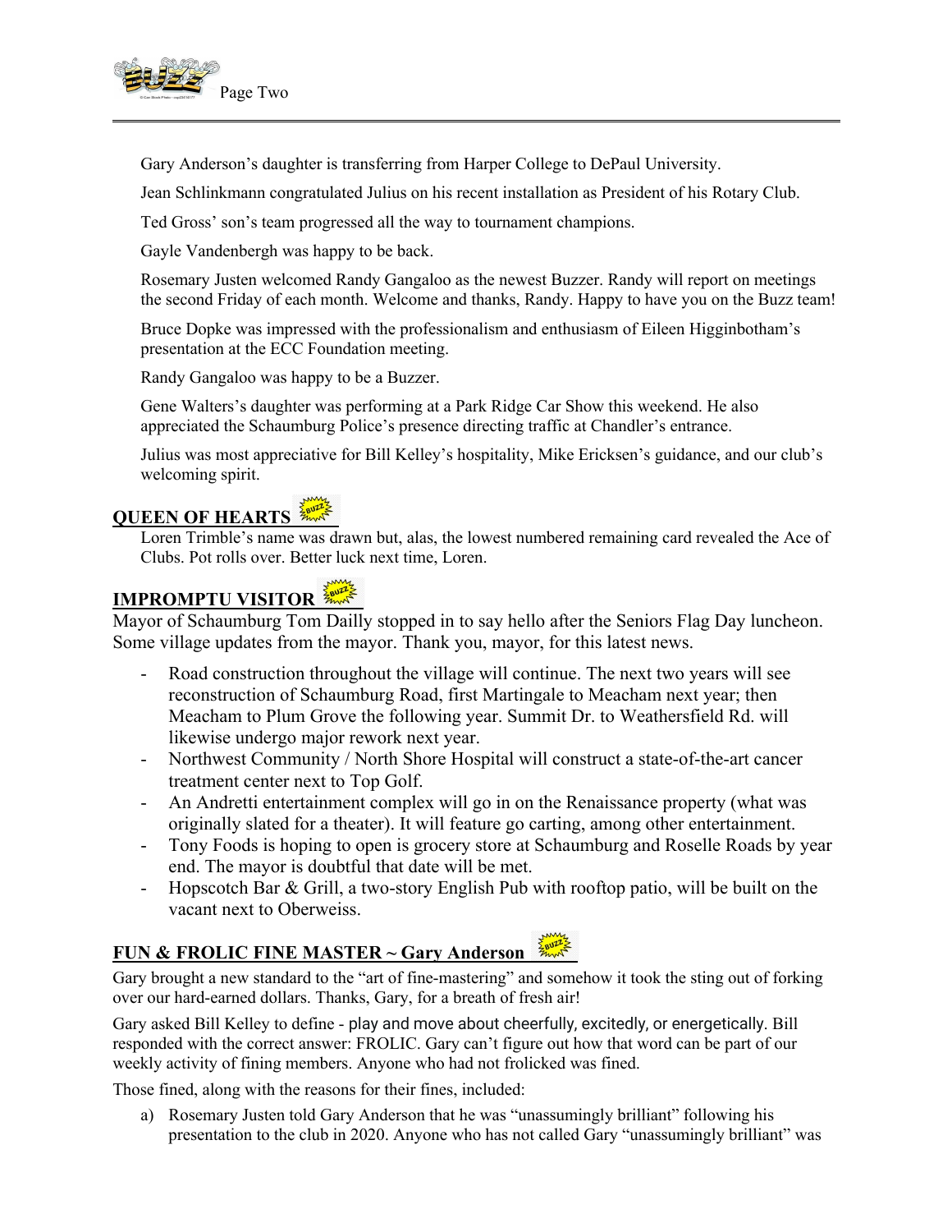Gary Anderson's daughter is transferring from Harper College to DePaul University.

Jean Schlinkmann congratulated Julius on his recent installation as President of his Rotary Club.

Ted Gross' son's team progressed all the way to tournament champions.

Gayle Vandenbergh was happy to be back.

Rosemary Justen welcomed Randy Gangaloo as the newest Buzzer. Randy will report on meetings the second Friday of each month. Welcome and thanks, Randy. Happy to have you on the Buzz team!

Bruce Dopke was impressed with the professionalism and enthusiasm of Eileen Higginbotham's presentation at the ECC Foundation meeting.

Randy Gangaloo was happy to be a Buzzer.

Gene Walters's daughter was performing at a Park Ridge Car Show this weekend. He also appreciated the Schaumburg Police's presence directing traffic at Chandler's entrance.

Julius was most appreciative for Bill Kelley's hospitality, Mike Ericksen's guidance, and our club's welcoming spirit.

## QUEEN OF HEARTS

Loren Trimble's name was drawn but, alas, the lowest numbered remaining card revealed the Ace of Clubs. Pot rolls over. Better luck next time, Loren.

## IMPROMPTU VISITOR

Mayor of Schaumburg Tom Dailly stopped in to say hello after the Seniors Flag Day luncheon. Some village updates from the mayor. Thank you, mayor, for this latest news.

- Road construction throughout the village will continue. The next two years will see reconstruction of Schaumburg Road, first Martingale to Meacham next year; then Meacham to Plum Grove the following year. Summit Dr. to Weathersfield Rd. will likewise undergo major rework next year.
- Northwest Community / North Shore Hospital will construct a state-of-the-art cancer treatment center next to Top Golf.
- An Andretti entertainment complex will go in on the Renaissance property (what was originally slated for a theater). It will feature go carting, among other entertainment.
- Tony Foods is hoping to open is grocery store at Schaumburg and Roselle Roads by year end. The mayor is doubtful that date will be met.
- Hopscotch Bar & Grill, a two-story English Pub with rooftop patio, will be built on the vacant next to Oberweiss.

## FUN & FROLIC FINE MASTER ~ Gary Anderson

Gary brought a new standard to the "art of fine-mastering" and somehow it took the sting out of forking over our hard-earned dollars. Thanks, Gary, for a breath of fresh air!

Gary asked Bill Kelley to define - play and move about cheerfully, excitedly, or energetically. Bill responded with the correct answer: FROLIC. Gary can't figure out how that word can be part of our weekly activity of fining members. Anyone who had not frolicked was fined.

Those fined, along with the reasons for their fines, included:

a) Rosemary Justen told Gary Anderson that he was "unassumingly brilliant" following his presentation to the club in 2020. Anyone who has not called Gary "unassumingly brilliant" was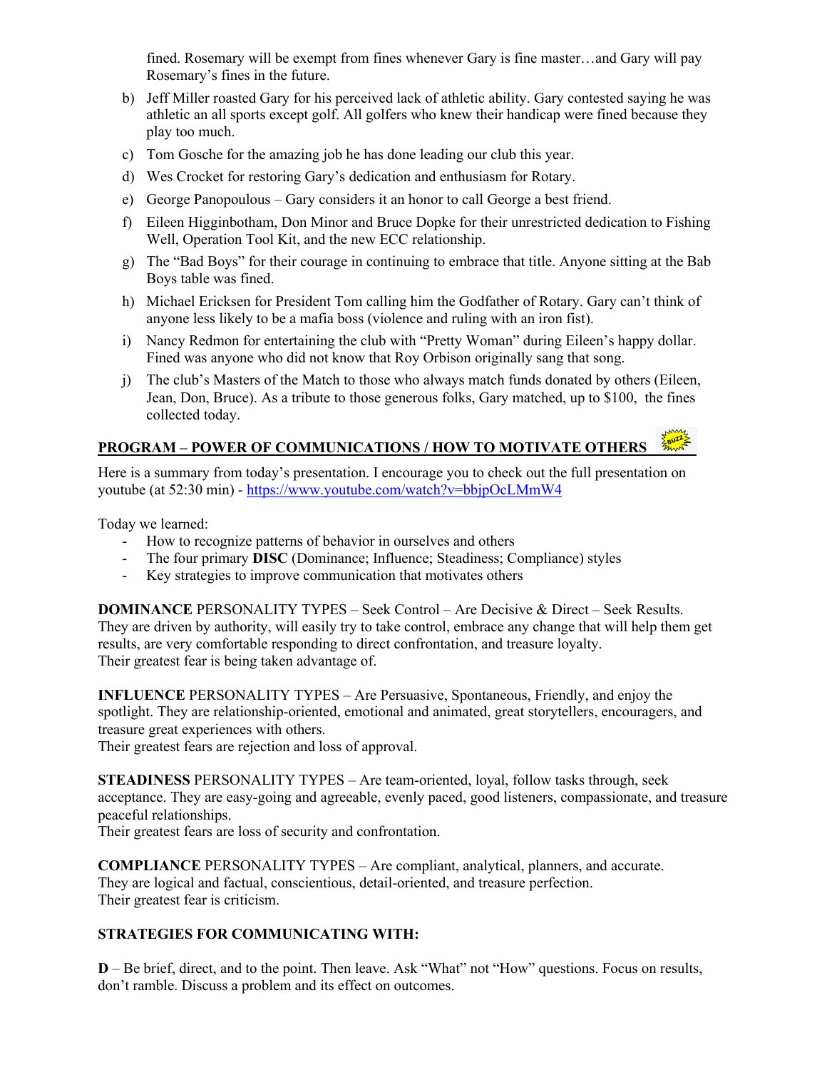fined. Rosemary will be exempt from fines whenever Gary is fine master…and Gary will pay Rosemary's fines in the future.

b) Jeff Miller roasted Gary for his perceived lack of athletic ability. Gary contested saying he was athletic an all sports except golf. All golfers who knew their handicap were fined because they play too much.

c) Tom Gosche for the amazing job he has done leading our club this year.

d) Wes Crocket for restoring Gary's dedication and enthusiasm for Rotary.

e) George Panopoulous – Gary considers it an honor to call George a best friend.

f) Eileen Higginbotham, Don Minor and Bruce Dopke for their unrestricted dedication to Fishing Well, Operation Tool Kit, and the new ECC relationship.

g) The "Bad Boys" for their courage in continuing to embrace that title. Anyone sitting at the Bab Boys table was fined.

h) Michael Ericksen for President Tom calling him the Godfather of Rotary. Gary can't think of anyone less likely to be a mafia boss (violence and ruling with an iron fist).

i) Nancy Redmon for entertaining the club with "Pretty Woman" during Eileen's happy dollar. Fined was anyone who did not know that Roy Orbison originally sang that song.

j) The club's Masters of the Match to those who always match funds donated by others (Eileen, Jean, Don, Bruce). As a tribute to those generous folks, Gary matched, up to $100, the fines collected today.

## PROGRAM – POWER OF COMMUNICATIONS / HOW TO MOTIVATE OTHERS

Here is a summary from today's presentation. I encourage you to check out the full presentation on youtube (at 52:30 min) - https://www.youtube.com/watch?v=bbjpOcLMmW4

Today we learned:

- How to recognize patterns of behavior in ourselves and others
- The four primary **DISC** (Dominance; Influence; Steadiness; Compliance) styles
- Key strategies to improve communication that motivates others

**DOMINANCE** PERSONALITY TYPES – Seek Control – Are Decisive & Direct – Seek Results. They are driven by authority, will easily try to take control, embrace any change that will help them get results, are very comfortable responding to direct confrontation, and treasure loyalty.
Their greatest fear is being taken advantage of.

**INFLUENCE** PERSONALITY TYPES – Are Persuasive, Spontaneous, Friendly, and enjoy the spotlight. They are relationship-oriented, emotional and animated, great storytellers, encouragers, and treasure great experiences with others.
Their greatest fears are rejection and loss of approval.

**STEADINESS** PERSONALITY TYPES – Are team-oriented, loyal, follow tasks through, seek acceptance. They are easy-going and agreeable, evenly paced, good listeners, compassionate, and treasure peaceful relationships.
Their greatest fears are loss of security and confrontation.

**COMPLIANCE** PERSONALITY TYPES – Are compliant, analytical, planners, and accurate. They are logical and factual, conscientious, detail-oriented, and treasure perfection.
Their greatest fear is criticism.

**STRATEGIES FOR COMMUNICATING WITH:**

**D** – Be brief, direct, and to the point. Then leave. Ask "What" not "How" questions. Focus on results, don't ramble. Discuss a problem and its effect on outcomes.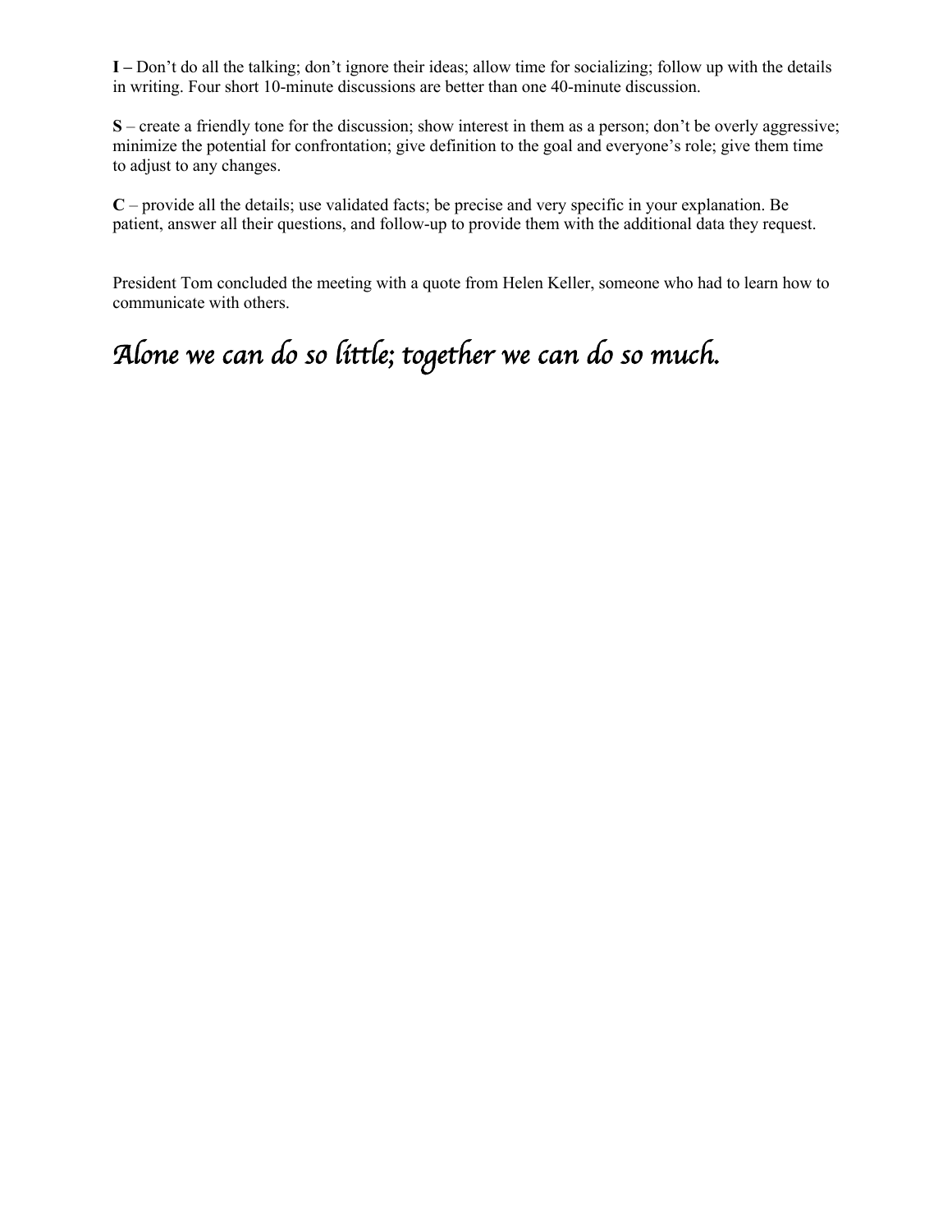**I –** Don't do all the talking; don't ignore their ideas; allow time for socializing; follow up with the details in writing. Four short 10-minute discussions are better than one 40-minute discussion.

**S** – create a friendly tone for the discussion; show interest in them as a person; don't be overly aggressive; minimize the potential for confrontation; give definition to the goal and everyone's role; give them time to adjust to any changes.

**C** – provide all the details; use validated facts; be precise and very specific in your explanation. Be patient, answer all their questions, and follow-up to provide them with the additional data they request.

President Tom concluded the meeting with a quote from Helen Keller, someone who had to learn how to communicate with others.

*Alone we can do so little; together we can do so much.*